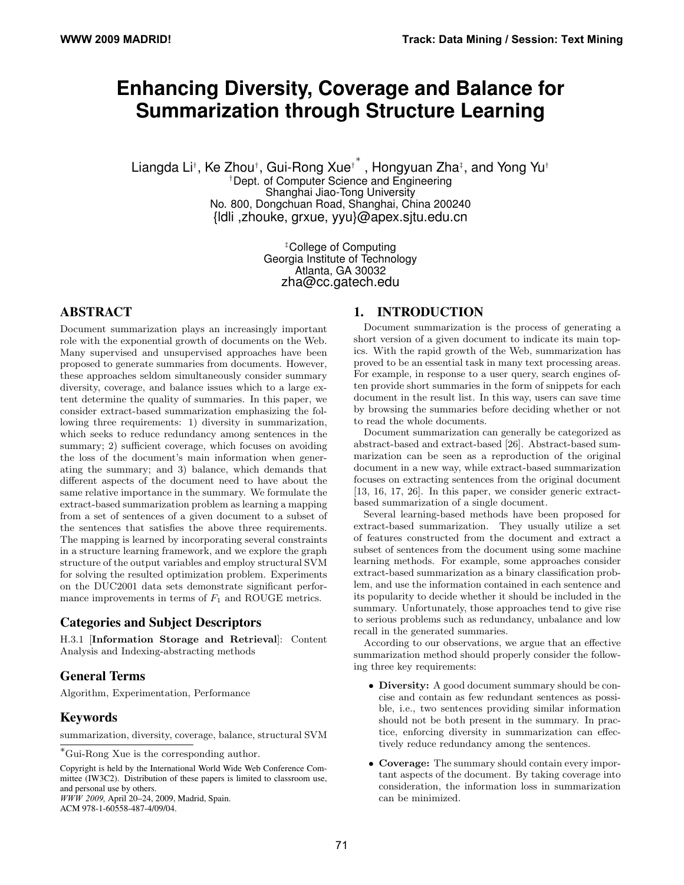# Enhancing Diversity, Coverage and Balance for Summarization through Structure Learning

Liangda Li[†], Ke Zhou[†], Gui-Rong Xue[†*], Hongyuan Zha[‡], and Yong Yu[†]

[†]Dept. of Computer Science and Engineering
Shanghai Jiao-Tong University
No. 800, Dongchuan Road, Shanghai, China 200240
{ldli ,zhouke, grxue, yyu}@apex.sjtu.edu.cn

[‡]College of Computing
Georgia Institute of Technology
Atlanta, GA 30032
zha@cc.gatech.edu

## ABSTRACT

Document summarization plays an increasingly important role with the exponential growth of documents on the Web. Many supervised and unsupervised approaches have been proposed to generate summaries from documents. However, these approaches seldom simultaneously consider summary diversity, coverage, and balance issues which to a large extent determine the quality of summaries. In this paper, we consider extract-based summarization emphasizing the following three requirements: 1) diversity in summarization, which seeks to reduce redundancy among sentences in the summary; 2) sufficient coverage, which focuses on avoiding the loss of the document's main information when generating the summary; and 3) balance, which demands that different aspects of the document need to have about the same relative importance in the summary. We formulate the extract-based summarization problem as learning a mapping from a set of sentences of a given document to a subset of the sentences that satisfies the above three requirements. The mapping is learned by incorporating several constraints in a structure learning framework, and we explore the graph structure of the output variables and employ structural SVM for solving the resulted optimization problem. Experiments on the DUC2001 data sets demonstrate significant performance improvements in terms of $F_1$ and ROUGE metrics.

### Categories and Subject Descriptors

H.3.1 [**Information Storage and Retrieval**]: Content Analysis and Indexing-abstracting methods

### General Terms

Algorithm, Experimentation, Performance

### Keywords

summarization, diversity, coverage, balance, structural SVM

*Gui-Rong Xue is the corresponding author.

Copyright is held by the International World Wide Web Conference Committee (IW3C2). Distribution of these papers is limited to classroom use, and personal use by others.
*WWW 2009,* April 20–24, 2009, Madrid, Spain.
ACM 978-1-60558-487-4/09/04.

## 1. INTRODUCTION

Document summarization is the process of generating a short version of a given document to indicate its main topics. With the rapid growth of the Web, summarization has proved to be an essential task in many text processing areas. For example, in response to a user query, search engines often provide short summaries in the form of snippets for each document in the result list. In this way, users can save time by browsing the summaries before deciding whether or not to read the whole documents.

Document summarization can generally be categorized as abstract-based and extract-based [26]. Abstract-based summarization can be seen as a reproduction of the original document in a new way, while extract-based summarization focuses on extracting sentences from the original document [13, 16, 17, 26]. In this paper, we consider generic extract-based summarization of a single document.

Several learning-based methods have been proposed for extract-based summarization. They usually utilize a set of features constructed from the document and extract a subset of sentences from the document using some machine learning methods. For example, some approaches consider extract-based summarization as a binary classification problem, and use the information contained in each sentence and its popularity to decide whether it should be included in the summary. Unfortunately, those approaches tend to give rise to serious problems such as redundancy, unbalance and low recall in the generated summaries.

According to our observations, we argue that an effective summarization method should properly consider the following three key requirements:

- **Diversity:** A good document summary should be concise and contain as few redundant sentences as possible, i.e., two sentences providing similar information should not be both present in the summary. In practice, enforcing diversity in summarization can effectively reduce redundancy among the sentences.
- **Coverage:** The summary should contain every important aspects of the document. By taking coverage into consideration, the information loss in summarization can be minimized.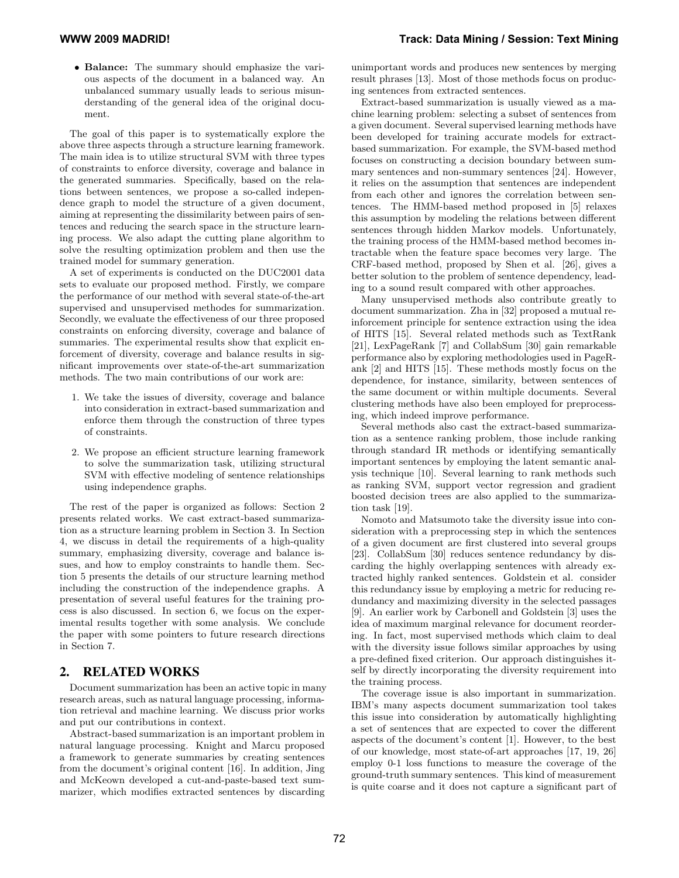- **Balance:** The summary should emphasize the various aspects of the document in a balanced way. An unbalanced summary usually leads to serious misunderstanding of the general idea of the original document.

The goal of this paper is to systematically explore the above three aspects through a structure learning framework. The main idea is to utilize structural SVM with three types of constraints to enforce diversity, coverage and balance in the generated summaries. Specifically, based on the relations between sentences, we propose a so-called independence graph to model the structure of a given document, aiming at representing the dissimilarity between pairs of sentences and reducing the search space in the structure learning process. We also adapt the cutting plane algorithm to solve the resulting optimization problem and then use the trained model for summary generation.

A set of experiments is conducted on the DUC2001 data sets to evaluate our proposed method. Firstly, we compare the performance of our method with several state-of-the-art supervised and unsupervised methodes for summarization. Secondly, we evaluate the effectiveness of our three proposed constraints on enforcing diversity, coverage and balance of summaries. The experimental results show that explicit enforcement of diversity, coverage and balance results in significant improvements over state-of-the-art summarization methods. The two main contributions of our work are:

1. We take the issues of diversity, coverage and balance into consideration in extract-based summarization and enforce them through the construction of three types of constraints.
2. We propose an efficient structure learning framework to solve the summarization task, utilizing structural SVM with effective modeling of sentence relationships using independence graphs.

The rest of the paper is organized as follows: Section 2 presents related works. We cast extract-based summarization as a structure learning problem in Section 3. In Section 4, we discuss in detail the requirements of a high-quality summary, emphasizing diversity, coverage and balance issues, and how to employ constraints to handle them. Section 5 presents the details of our structure learning method including the construction of the independence graphs. A presentation of several useful features for the training process is also discussed. In section 6, we focus on the experimental results together with some analysis. We conclude the paper with some pointers to future research directions in Section 7.

## 2. RELATED WORKS

Document summarization has been an active topic in many research areas, such as natural language processing, information retrieval and machine learning. We discuss prior works and put our contributions in context.

Abstract-based summarization is an important problem in natural language processing. Knight and Marcu proposed a framework to generate summaries by creating sentences from the document's original content [16]. In addition, Jing and McKeown developed a cut-and-paste-based text summarizer, which modifies extracted sentences by discarding unimportant words and produces new sentences by merging result phrases [13]. Most of those methods focus on producing sentences from extracted sentences.

Extract-based summarization is usually viewed as a machine learning problem: selecting a subset of sentences from a given document. Several supervised learning methods have been developed for training accurate models for extract-based summarization. For example, the SVM-based method focuses on constructing a decision boundary between summary sentences and non-summary sentences [24]. However, it relies on the assumption that sentences are independent from each other and ignores the correlation between sentences. The HMM-based method proposed in [5] relaxes this assumption by modeling the relations between different sentences through hidden Markov models. Unfortunately, the training process of the HMM-based method becomes intractable when the feature space becomes very large. The CRF-based method, proposed by Shen et al. [26], gives a better solution to the problem of sentence dependency, leading to a sound result compared with other approaches.

Many unsupervised methods also contribute greatly to document summarization. Zha in [32] proposed a mutual reinforcement principle for sentence extraction using the idea of HITS [15]. Several related methods such as TextRank [21], LexPageRank [7] and CollabSum [30] gain remarkable performance also by exploring methodologies used in PageRank [2] and HITS [15]. These methods mostly focus on the dependence, for instance, similarity, between sentences of the same document or within multiple documents. Several clustering methods have also been employed for preprocessing, which indeed improve performance.

Several methods also cast the extract-based summarization as a sentence ranking problem, those include ranking through standard IR methods or identifying semantically important sentences by employing the latent semantic analysis technique [10]. Several learning to rank methods such as ranking SVM, support vector regression and gradient boosted decision trees are also applied to the summarization task [19].

Nomoto and Matsumoto take the diversity issue into consideration with a preprocessing step in which the sentences of a given document are first clustered into several groups [23]. CollabSum [30] reduces sentence redundancy by discarding the highly overlapping sentences with already extracted highly ranked sentences. Goldstein et al. consider this redundancy issue by employing a metric for reducing redundancy and maximizing diversity in the selected passages [9]. An earlier work by Carbonell and Goldstein [3] uses the idea of maximum marginal relevance for document reordering. In fact, most supervised methods which claim to deal with the diversity issue follows similar approaches by using a pre-defined fixed criterion. Our approach distinguishes itself by directly incorporating the diversity requirement into the training process.

The coverage issue is also important in summarization. IBM's many aspects document summarization tool takes this issue into consideration by automatically highlighting a set of sentences that are expected to cover the different aspects of the document's content [1]. However, to the best of our knowledge, most state-of-art approaches [17, 19, 26] employ 0-1 loss functions to measure the coverage of the ground-truth summary sentences. This kind of measurement is quite coarse and it does not capture a significant part of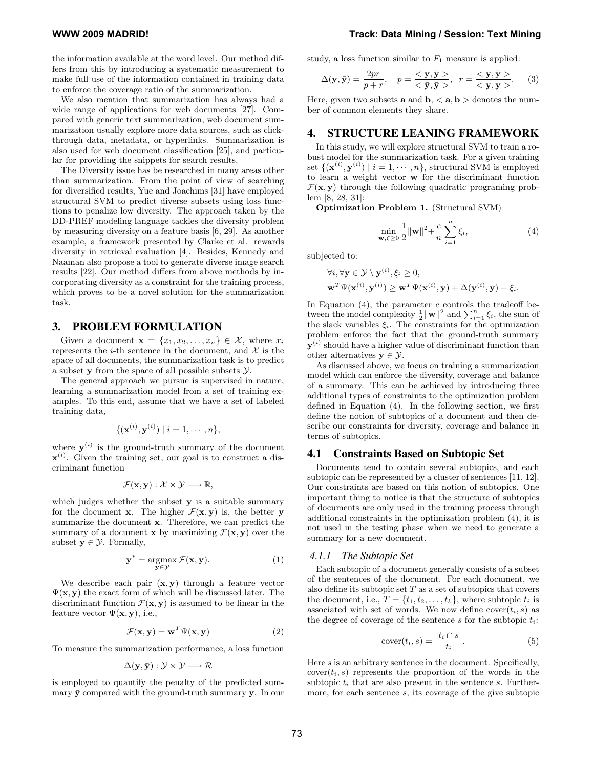the information available at the word level. Our method differs from this by introducing a systematic measurement to make full use of the information contained in training data to enforce the coverage ratio of the summarization.

We also mention that summarization has always had a wide range of applications for web documents [27]. Compared with generic text summarization, web document summarization usually explore more data sources, such as click-through data, metadata, or hyperlinks. Summarization is also used for web document classification [25], and particular for providing the snippets for search results.

The Diversity issue has be researched in many areas other than summarization. From the point of view of searching for diversified results, Yue and Joachims [31] have employed structural SVM to predict diverse subsets using loss functions to penalize low diversity. The approach taken by the DD-PREF modeling language tackles the diversity problem by measuring diversity on a feature basis [6, 29]. As another example, a framework presented by Clarke et al. rewards diversity in retrieval evaluation [4]. Besides, Kennedy and Naaman also propose a tool to generate diverse image search results [22]. Our method differs from above methods by incorporating diversity as a constraint for the training process, which proves to be a novel solution for the summarization task.

## 3. PROBLEM FORMULATION

Given a document $\mathbf{x} = \{x_1, x_2, \ldots, x_n\} \in \mathcal{X}$, where $x_i$ represents the $i$-th sentence in the document, and $\mathcal{X}$ is the space of all documents, the summarization task is to predict a subset $\mathbf{y}$ from the space of all possible subsets $\mathcal{Y}$.

The general approach we pursue is supervised in nature, learning a summarization model from a set of training examples. To this end, assume that we have a set of labeled training data,

$$\{(\mathbf{x}^{(i)}, \mathbf{y}^{(i)}) \mid i = 1, \cdots, n\},$$

where $\mathbf{y}^{(i)}$ is the ground-truth summary of the document $\mathbf{x}^{(i)}$. Given the training set, our goal is to construct a discriminant function

$$\mathcal{F}(\mathbf{x}, \mathbf{y}) : \mathcal{X} \times \mathcal{Y} \longrightarrow \mathbb{R},$$

which judges whether the subset $\mathbf{y}$ is a suitable summary for the document $\mathbf{x}$. The higher $\mathcal{F}(\mathbf{x}, \mathbf{y})$ is, the better $\mathbf{y}$ summarize the document $\mathbf{x}$. Therefore, we can predict the summary of a document $\mathbf{x}$ by maximizing $\mathcal{F}(\mathbf{x}, \mathbf{y})$ over the subset $\mathbf{y} \in \mathcal{Y}$. Formally,

$$\mathbf{y}^* = \underset{\mathbf{y} \in \mathcal{Y}}{\operatorname{argmax}} \, \mathcal{F}(\mathbf{x}, \mathbf{y}). \tag{1}$$

We describe each pair $(\mathbf{x}, \mathbf{y})$ through a feature vector $\Psi(\mathbf{x}, \mathbf{y})$ the exact form of which will be discussed later. The discriminant function $\mathcal{F}(\mathbf{x}, \mathbf{y})$ is assumed to be linear in the feature vector $\Psi(\mathbf{x}, \mathbf{y})$, i.e.,

$$\mathcal{F}(\mathbf{x}, \mathbf{y}) = \mathbf{w}^T \Psi(\mathbf{x}, \mathbf{y}) \tag{2}$$

To measure the summarization performance, a loss function

$$\Delta(\mathbf{y}, \bar{\mathbf{y}}) : \mathcal{Y} \times \mathcal{Y} \longrightarrow \mathcal{R}$$

is employed to quantify the penalty of the predicted summary $\bar{\mathbf{y}}$ compared with the ground-truth summary $\mathbf{y}$. In our study, a loss function similar to $F_1$ measure is applied:

$$\Delta(\mathbf{y}, \bar{\mathbf{y}}) = \frac{2pr}{p+r}, \quad p = \frac{<\mathbf{y}, \bar{\mathbf{y}}>}{<\bar{\mathbf{y}}, \bar{\mathbf{y}}>}, \quad r = \frac{<\mathbf{y}, \bar{\mathbf{y}}>}{<\mathbf{y}, \mathbf{y}>}. \tag{3}$$

Here, given two subsets $\mathbf{a}$ and $\mathbf{b}$, $<\mathbf{a}, \mathbf{b}>$ denotes the number of common elements they share.

## 4. STRUCTURE LEANING FRAMEWORK

In this study, we will explore structural SVM to train a robust model for the summarization task. For a given training set $\{(\mathbf{x}^{(i)}, \mathbf{y}^{(i)}) \mid i = 1, \cdots, n\}$, structural SVM is employed to learn a weight vector $\mathbf{w}$ for the discriminant function $\mathcal{F}(\mathbf{x}, \mathbf{y})$ through the following quadratic programing problem [8, 28, 31]:

**Optimization Problem 1.** (Structural SVM)

$$\min_{\mathbf{w}, \xi \geq 0} \frac{1}{2}\|\mathbf{w}\|^2 + \frac{c}{n}\sum_{i=1}^{n} \xi_i, \tag{4}$$

subjected to:

$$\forall i, \forall \mathbf{y} \in \mathcal{Y} \setminus \mathbf{y}^{(i)}, \xi_i \geq 0,$$
$$\mathbf{w}^T \Psi(\mathbf{x}^{(i)}, \mathbf{y}^{(i)}) \geq \mathbf{w}^T \Psi(\mathbf{x}^{(i)}, \mathbf{y}) + \Delta(\mathbf{y}^{(i)}, \mathbf{y}) - \xi_i.$$

In Equation (4), the parameter $c$ controls the tradeoff between the model complexity $\frac{1}{2}\|\mathbf{w}\|^2$ and $\sum_{i=1}^{n} \xi_i$, the sum of the slack variables $\xi_i$. The constraints for the optimization problem enforce the fact that the ground-truth summary $\mathbf{y}^{(i)}$ should have a higher value of discriminant function than other alternatives $\mathbf{y} \in \mathcal{Y}$.

As discussed above, we focus on training a summarization model which can enforce the diversity, coverage and balance of a summary. This can be achieved by introducing three additional types of constraints to the optimization problem defined in Equation (4). In the following section, we first define the notion of subtopics of a document and then describe our constraints for diversity, coverage and balance in terms of subtopics.

### 4.1 Constraints Based on Subtopic Set

Documents tend to contain several subtopics, and each subtopic can be represented by a cluster of sentences [11, 12]. Our constraints are based on this notion of subtopics. One important thing to notice is that the structure of subtopics of documents are only used in the training process through additional constraints in the optimization problem (4), it is not used in the testing phase when we need to generate a summary for a new document.

#### *4.1.1 The Subtopic Set*

Each subtopic of a document generally consists of a subset of the sentences of the document. For each document, we also define its subtopic set $T$ as a set of subtopics that covers the document, i.e., $T = \{t_1, t_2, \ldots, t_k\}$, where subtopic $t_i$ is associated with set of words. We now define $\text{cover}(t_i, s)$ as the degree of coverage of the sentence $s$ for the subtopic $t_i$:

$$\text{cover}(t_i, s) = \frac{|t_i \cap s|}{|t_i|}. \tag{5}$$

Here $s$ is an arbitrary sentence in the document. Specifically, $\text{cover}(t_i, s)$ represents the proportion of the words in the subtopic $t_i$ that are also present in the sentence $s$. Furthermore, for each sentence $s$, its coverage of the give subtopic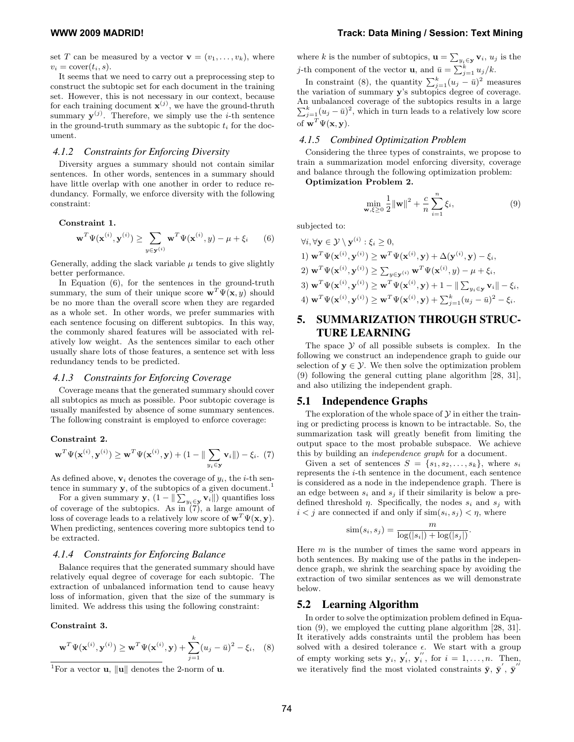set $T$ can be measured by a vector $\mathbf{v} = (v_1, \ldots, v_k)$, where $v_i = \text{cover}(t_i, s)$.

It seems that we need to carry out a preprocessing step to construct the subtopic set for each document in the training set. However, this is not necessary in our context, because for each training document $\mathbf{x}^{(j)}$, we have the ground-thruth summary $\mathbf{y}^{(j)}$. Therefore, we simply use the $i$-th sentence in the ground-truth summary as the subtopic $t_i$ for the document.

#### 4.1.2 Constraints for Enforcing Diversity

Diversity argues a summary should not contain similar sentences. In other words, sentences in a summary should have little overlap with one another in order to reduce redundancy. Formally, we enforce diversity with the following constraint:

**Constraint 1.**

$$\mathbf{w}^T \Psi(\mathbf{x}^{(i)}, \mathbf{y}^{(i)}) \geq \sum_{y \in \mathbf{y}^{(i)}} \mathbf{w}^T \Psi(\mathbf{x}^{(i)}, y) - \mu + \xi_i \quad (6)$$

Generally, adding the slack variable $\mu$ tends to give slightly better performance.

In Equation (6), for the sentences in the ground-truth summary, the sum of their unique score $\mathbf{w}^T \Psi(\mathbf{x}, y)$ should be no more than the overall score when they are regarded as a whole set. In other words, we prefer summaries with each sentence focusing on different subtopics. In this way, the commonly shared features will be associated with relatively low weight. As the sentences similar to each other usually share lots of those features, a sentence set with less redundancy tends to be predicted.

#### 4.1.3 Constraints for Enforcing Coverage

Coverage means that the generated summary should cover all subtopics as much as possible. Poor subtopic coverage is usually manifested by absence of some summary sentences. The following constraint is employed to enforce coverage:

**Constraint 2.**

$$\mathbf{w}^T \Psi(\mathbf{x}^{(i)}, \mathbf{y}^{(i)}) \geq \mathbf{w}^T \Psi(\mathbf{x}^{(i)}, \mathbf{y}) + (1 - \| \sum_{y_i \in \mathbf{y}} \mathbf{v}_i \|) - \xi_i. \quad (7)$$

As defined above, $\mathbf{v}_i$ denotes the coverage of $y_i$, the $i$-th sentence in summary $\mathbf{y}$, of the subtopics of a given document.[1]

For a given summary $\mathbf{y}$, $(1 - \| \sum_{y_i \in \mathbf{y}} \mathbf{v}_i \|)$ quantifies loss of coverage of the subtopics. As in (7), a large amount of loss of coverage leads to a relatively low score of $\mathbf{w}^T \Psi(\mathbf{x}, \mathbf{y})$. When predicting, sentences covering more subtopics tend to be extracted.

#### 4.1.4 Constraints for Enforcing Balance

Balance requires that the generated summary should have relatively equal degree of coverage for each subtopic. The extraction of unbalanced information tend to cause heavy loss of information, given that the size of the summary is limited. We address this using the following constraint:

**Constraint 3.**

$$\mathbf{w}^T \Psi(\mathbf{x}^{(i)}, \mathbf{y}^{(i)}) \geq \mathbf{w}^T \Psi(\mathbf{x}^{(i)}, \mathbf{y}) + \sum_{j=1}^{k} (u_j - \bar{u})^2 - \xi_i, \quad (8)$$

[1] For a vector $\mathbf{u}$, $\|\mathbf{u}\|$ denotes the 2-norm of $\mathbf{u}$.

where $k$ is the number of subtopics, $\mathbf{u} = \sum_{y_i \in \mathbf{y}} \mathbf{v}_i$, $u_j$ is the $j$-th component of the vector $\mathbf{u}$, and $\bar{u} = \sum_{j=1}^{k} u_j / k$.

In constraint (8), the quantity $\sum_{j=1}^{k} (u_j - \bar{u})^2$ measures the variation of summary $\mathbf{y}$'s subtopics degree of coverage. An unbalanced coverage of the subtopics results in a large $\sum_{j=1}^{k} (u_j - \bar{u})^2$, which in turn leads to a relatively low score of $\mathbf{w}^T \Psi(\mathbf{x}, \mathbf{y})$.

#### 4.1.5 Combined Optimization Problem

Considering the three types of constraints, we propose to train a summarization model enforcing diversity, coverage and balance through the following optimization problem:

**Optimization Problem 2.**

$$\min_{\mathbf{w}, \xi \geq 0} \frac{1}{2} \|\mathbf{w}\|^2 + \frac{c}{n} \sum_{i=1}^{n} \xi_i, \quad (9)$$

subjected to:

$\forall i, \forall \mathbf{y} \in \mathcal{Y} \setminus \mathbf{y}^{(i)} : \xi_i \geq 0,$

1) $\mathbf{w}^T \Psi(\mathbf{x}^{(i)}, \mathbf{y}^{(i)}) \geq \mathbf{w}^T \Psi(\mathbf{x}^{(i)}, \mathbf{y}) + \Delta(\mathbf{y}^{(i)}, \mathbf{y}) - \xi_i,$

2) $\mathbf{w}^T \Psi(\mathbf{x}^{(i)}, \mathbf{y}^{(i)}) \geq \sum_{y \in \mathbf{y}^{(i)}} \mathbf{w}^T \Psi(\mathbf{x}^{(i)}, y) - \mu + \xi_i,$

3) $\mathbf{w}^T \Psi(\mathbf{x}^{(i)}, \mathbf{y}^{(i)}) \geq \mathbf{w}^T \Psi(\mathbf{x}^{(i)}, \mathbf{y}) + 1 - \| \sum_{y_i \in \mathbf{y}} \mathbf{v}_i \| - \xi_i,$

4) $\mathbf{w}^T \Psi(\mathbf{x}^{(i)}, \mathbf{y}^{(i)}) \geq \mathbf{w}^T \Psi(\mathbf{x}^{(i)}, \mathbf{y}) + \sum_{j=1}^{k} (u_j - \bar{u})^2 - \xi_i.$

## 5. SUMMARIZATION THROUGH STRUCTURE LEARNING

The space $\mathcal{Y}$ of all possible subsets is complex. In the following we construct an independence graph to guide our selection of $\mathbf{y} \in \mathcal{Y}$. We then solve the optimization problem (9) following the general cutting plane algorithm [28, 31], and also utilizing the independent graph.

### 5.1 Independence Graphs

The exploration of the whole space of $\mathcal{Y}$ in either the training or predicting process is known to be intractable. So, the summarization task will greatly benefit from limiting the output space to the most probable subspace. We achieve this by building an *independence graph* for a document.

Given a set of sentences $S = \{s_1, s_2, \ldots, s_k\}$, where $s_i$ represents the $i$-th sentence in the document, each sentence is considered as a node in the independence graph. There is an edge between $s_i$ and $s_j$ if their similarity is below a predefined threshold $\eta$. Specifically, the nodes $s_i$ and $s_j$ with $i < j$ are connected if and only if $\text{sim}(s_i, s_j) < \eta$, where

$$\text{sim}(s_i, s_j) = \frac{m}{\log(|s_i|) + \log(|s_j|)}.$$

Here $m$ is the number of times the same word appears in both sentences. By making use of the paths in the independence graph, we shrink the searching space by avoiding the extraction of two similar sentences as we will demonstrate below.

### 5.2 Learning Algorithm

In order to solve the optimization problem defined in Equation (9), we employed the cutting plane algorithm [28, 31]. It iteratively adds constraints until the problem has been solved with a desired tolerance $\epsilon$. We start with a group of empty working sets $\mathbf{y}_i$, $\mathbf{y}_i^{'}$, $\mathbf{y}_i^{''}$, for $i = 1, \ldots, n$. Then, we iteratively find the most violated constraints $\bar{\mathbf{y}}$, $\bar{\mathbf{y}}^{'}$, $\bar{\mathbf{y}}^{''}$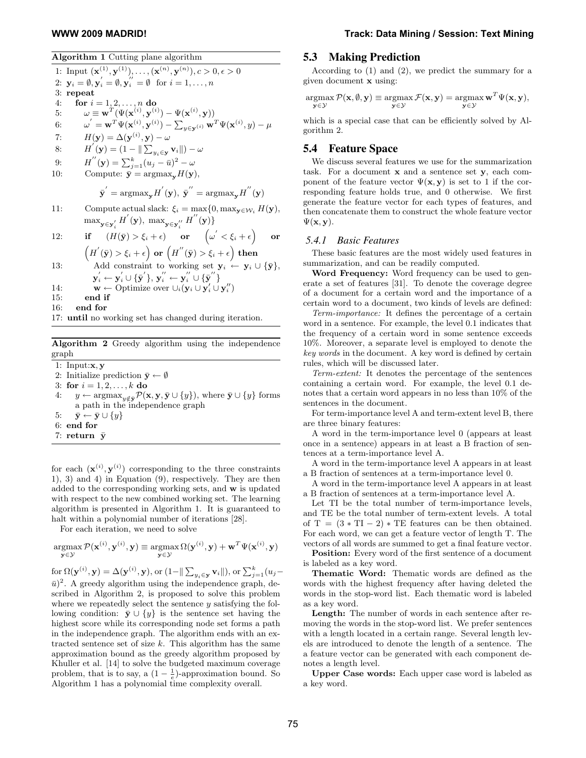**Algorithm 1** Cutting plane algorithm

1: Input $(\mathbf{x}^{(1)}, \mathbf{y}^{(1)}), \ldots, (\mathbf{x}^{(n)}, \mathbf{y}^{(n)}), c > 0, \epsilon > 0$
2: $\mathbf{y}_i = \emptyset, \mathbf{y}_i^{'} = \emptyset, \mathbf{y}_i^{''} = \emptyset$ for $i = 1, \ldots, n$
3: **repeat**
4: **for** $i = 1, 2, \ldots, n$ **do**
5: $\omega \equiv \mathbf{w}^T(\Psi(\mathbf{x}^{(i)}, \mathbf{y}^{(i)}) - \Psi(\mathbf{x}^{(i)}, \mathbf{y}))$
6: $\omega^{'} = \mathbf{w}^T\Psi(\mathbf{x}^{(i)}, \mathbf{y}^{(i)}) - \sum_{y \in \mathbf{y}^{(i)}} \mathbf{w}^T\Psi(\mathbf{x}^{(i)}, y) - \mu$
7: $H(\mathbf{y}) = \Delta(\mathbf{y}^{(i)}, \mathbf{y}) - \omega$
8: $H^{'}(\mathbf{y}) = (1 - \| \sum_{y_i \in \mathbf{y}} \mathbf{v}_i \|) - \omega$
9: $H^{''}(\mathbf{y}) = \sum_{j=1}^{k}(u_j - \bar{u})^2 - \omega$
10: Compute: $\bar{\mathbf{y}} = \text{argmax}_{\mathbf{y}} H(\mathbf{y})$,

$$\bar{\mathbf{y}}^{'} = \text{argmax}_{\mathbf{y}} H^{'}(\mathbf{y}),\ \bar{\mathbf{y}}^{''} = \text{argmax}_{\mathbf{y}} H^{''}(\mathbf{y})$$

11: Compute actual slack: $\xi_i = \max\{0, \max_{\mathbf{y} \in \mathcal{W}_i} H(\mathbf{y}), \max_{\mathbf{y} \in \mathbf{y}_i^{'}} H^{'}(\mathbf{y}), \max_{\mathbf{y} \in \mathbf{y}_i^{''}} H^{''}(\mathbf{y})\}$
12: **if** $(H(\bar{\mathbf{y}}) > \xi_i + \epsilon)$ **or** $\left(\omega^{'} < \xi_i + \epsilon\right)$ **or** $\left(H^{'}(\bar{\mathbf{y}}) > \xi_i + \epsilon\right)$ **or** $\left(H^{''}(\bar{\mathbf{y}}) > \xi_i + \epsilon\right)$ **then**
13: Add constraint to working set $\mathbf{y}_i \leftarrow \mathbf{y}_i \cup \{\bar{\mathbf{y}}\}$, $\mathbf{y}_i^{'} \leftarrow \mathbf{y}_i^{'} \cup \{\bar{\mathbf{y}}^{'}\}$, $\mathbf{y}_i^{''} \leftarrow \mathbf{y}_i^{''} \cup \{\bar{\mathbf{y}}^{''}\}$
14: $\mathbf{w} \leftarrow$ Optimize over $\cup_i(\mathbf{y}_i \cup \mathbf{y}_i^{\prime} \cup \mathbf{y}_i^{\prime\prime})$
15: **end if**
16: **end for**
17: **until** no working set has changed during iteration.

**Algorithm 2** Greedy algorithm using the independence graph

1: Input:$\mathbf{x}, \mathbf{y}$
2: Initialize prediction $\bar{\mathbf{y}} \leftarrow \emptyset$
3: **for** $i = 1, 2, \ldots, k$ **do**
4: $y \leftarrow \text{argmax}_{y \notin \bar{\mathbf{y}}} \mathcal{P}(\mathbf{x}, \mathbf{y}, \bar{\mathbf{y}} \cup \{y\})$, where $\bar{\mathbf{y}} \cup \{y\}$ forms a path in the independence graph
5: $\bar{\mathbf{y}} \leftarrow \bar{\mathbf{y}} \cup \{y\}$
6: **end for**
7: **return** $\bar{\mathbf{y}}$

for each $(\mathbf{x}^{(i)}, \mathbf{y}^{(i)})$ corresponding to the three constraints 1), 3) and 4) in Equation (9), respectively. They are then added to the corresponding working sets, and $\mathbf{w}$ is updated with respect to the new combined working set. The learning algorithm is presented in Algorithm 1. It is guaranteed to halt within a polynomial number of iterations [28].

For each iteration, we need to solve

$$\underset{\mathbf{y} \in \mathcal{Y}}{\text{argmax}}\, \mathcal{P}(\mathbf{x}^{(i)}, \mathbf{y}^{(i)}, \mathbf{y}) \equiv \underset{\mathbf{y} \in \mathcal{Y}}{\text{argmax}}\, \Omega(\mathbf{y}^{(i)}, \mathbf{y}) + \mathbf{w}^T\Psi(\mathbf{x}^{(i)}, \mathbf{y})$$

for $\Omega(\mathbf{y}^{(i)}, \mathbf{y}) = \Delta(\mathbf{y}^{(i)}, \mathbf{y})$, or $(1 - \| \sum_{y_i \in \mathbf{y}} \mathbf{v}_i \|)$, or $\sum_{j=1}^{k}(u_j - \bar{u})^2$. A greedy algorithm using the independence graph, described in Algorithm 2, is proposed to solve this problem where we repeatedly select the sentence $y$ satisfying the following condition: $\bar{\mathbf{y}} \cup \{y\}$ is the sentence set having the highest score while its corresponding node set forms a path in the independence graph. The algorithm ends with an extracted sentence set of size $k$. This algorithm has the same approximation bound as the greedy algorithm proposed by Khuller et al. [14] to solve the budgeted maximum coverage problem, that is to say, a $(1 - \frac{1}{e})$-approximation bound. So Algorithm 1 has a polynomial time complexity overall.

## 5.3 Making Prediction

According to (1) and (2), we predict the summary for a given document $\mathbf{x}$ using:

$$\underset{\mathbf{y} \in \mathcal{Y}}{\text{argmax}}\, \mathcal{P}(\mathbf{x}, \emptyset, \mathbf{y}) \equiv \underset{\mathbf{y} \in \mathcal{Y}}{\text{argmax}}\, \mathcal{F}(\mathbf{x}, \mathbf{y}) = \underset{\mathbf{y} \in \mathcal{Y}}{\text{argmax}}\, \mathbf{w}^T\Psi(\mathbf{x}, \mathbf{y}),$$

which is a special case that can be efficiently solved by Algorithm 2.

## 5.4 Feature Space

We discuss several features we use for the summarization task. For a document $\mathbf{x}$ and a sentence set $\mathbf{y}$, each component of the feature vector $\Psi(\mathbf{x}, \mathbf{y})$ is set to 1 if the corresponding feature holds true, and 0 otherwise. We first generate the feature vector for each types of features, and then concatenate them to construct the whole feature vector $\Psi(\mathbf{x}, \mathbf{y})$.

### 5.4.1 Basic Features

These basic features are the most widely used features in summarization, and can be readily computed.

**Word Frequency:** Word frequency can be used to generate a set of features [31]. To denote the coverage degree of a document for a certain word and the importance of a certain word to a document, two kinds of levels are defined:

*Term-importance:* It defines the percentage of a certain word in a sentence. For example, the level 0.1 indicates that the frequency of a certain word in some sentence exceeds 10%. Moreover, a separate level is employed to denote the *key words* in the document. A key word is defined by certain rules, which will be discussed later.

*Term-extent:* It denotes the percentage of the sentences containing a certain word. For example, the level 0.1 denotes that a certain word appears in no less than 10% of the sentences in the document.

For term-importance level A and term-extent level B, there are three binary features:

A word in the term-importance level 0 (appears at least once in a sentence) appears in at least a B fraction of sentences at a term-importance level A.

A word in the term-importance level A appears in at least a B fraction of sentences at a term-importance level 0.

A word in the term-importance level A appears in at least a B fraction of sentences at a term-importance level A.

Let TI be the total number of term-importance levels, and TE be the total number of term-extent levels. A total of T = (3 ∗ TI − 2) ∗ TE features can be then obtained. For each word, we can get a feature vector of length T. The vectors of all words are summed to get a final feature vector.

**Position:** Every word of the first sentence of a document is labeled as a key word.

**Thematic Word:** Thematic words are defined as the words with the highest frequency after having deleted the words in the stop-word list. Each thematic word is labeled as a key word.

**Length:** The number of words in each sentence after removing the words in the stop-word list. We prefer sentences with a length located in a certain range. Several length levels are introduced to denote the length of a sentence. The feature vector can be generated with each component denotes a length level.

**Upper Case words:** Each upper case word is labeled as a key word.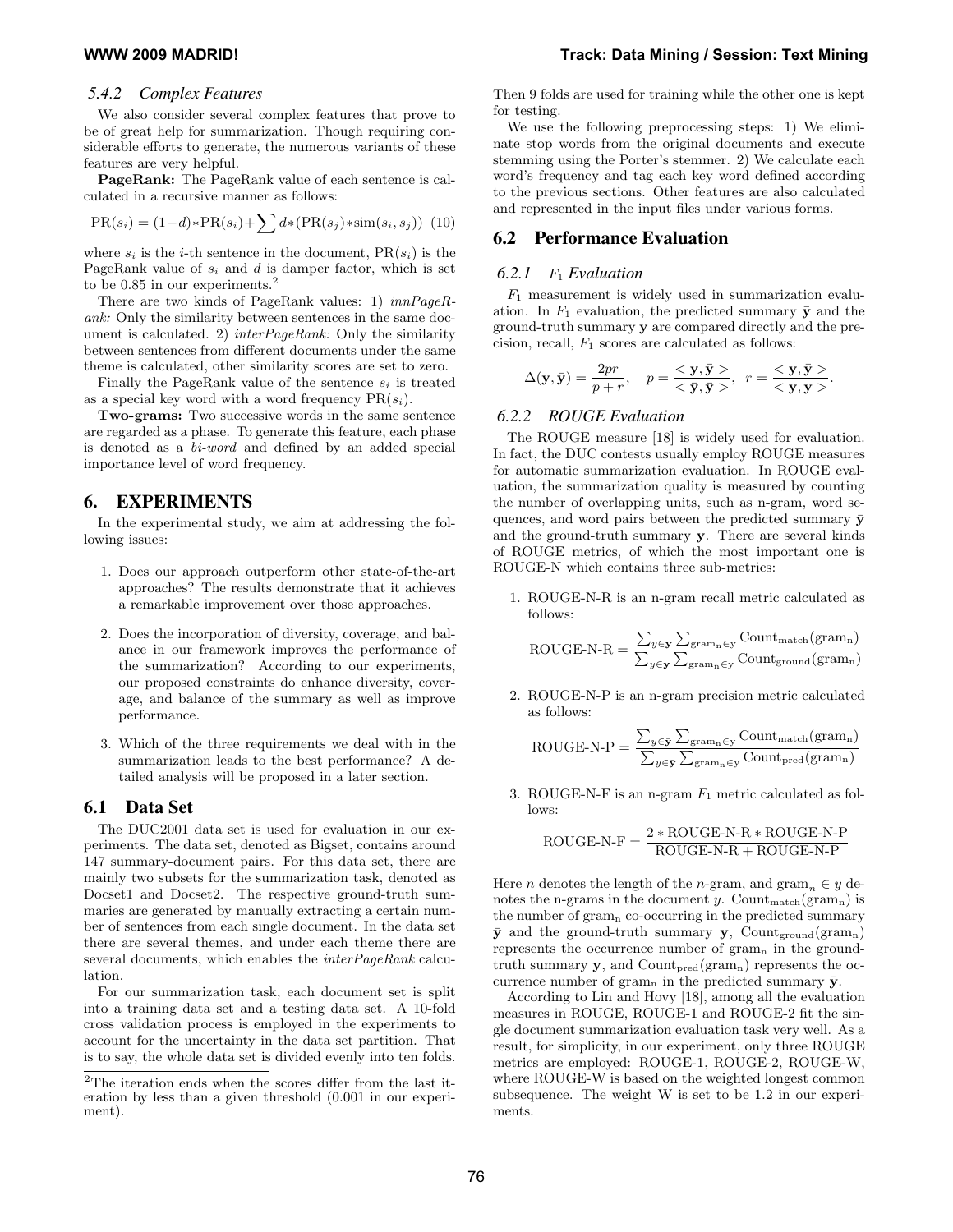#### 5.4.2 Complex Features

We also consider several complex features that prove to be of great help for summarization. Though requiring considerable efforts to generate, the numerous variants of these features are very helpful.

**PageRank:** The PageRank value of each sentence is calculated in a recursive manner as follows:

$$\text{PR}(s_i) = (1-d)*\text{PR}(s_i) + \sum d*(\text{PR}(s_j)*\text{sim}(s_i, s_j)) \quad (10)$$

where $s_i$ is the $i$-th sentence in the document, $\text{PR}(s_i)$ is the PageRank value of $s_i$ and $d$ is damper factor, which is set to be 0.85 in our experiments.[2]

There are two kinds of PageRank values: 1) *innPageRank:* Only the similarity between sentences in the same document is calculated. 2) *interPageRank:* Only the similarity between sentences from different documents under the same theme is calculated, other similarity scores are set to zero.

Finally the PageRank value of the sentence $s_i$ is treated as a special key word with a word frequency $\text{PR}(s_i)$.

**Two-grams:** Two successive words in the same sentence are regarded as a phase. To generate this feature, each phase is denoted as a *bi-word* and defined by an added special importance level of word frequency.

## 6. EXPERIMENTS

In the experimental study, we aim at addressing the following issues:

1. Does our approach outperform other state-of-the-art approaches? The results demonstrate that it achieves a remarkable improvement over those approaches.
2. Does the incorporation of diversity, coverage, and balance in our framework improves the performance of the summarization? According to our experiments, our proposed constraints do enhance diversity, coverage, and balance of the summary as well as improve performance.
3. Which of the three requirements we deal with in the summarization leads to the best performance? A detailed analysis will be proposed in a later section.

### 6.1 Data Set

The DUC2001 data set is used for evaluation in our experiments. The data set, denoted as Bigset, contains around 147 summary-document pairs. For this data set, there are mainly two subsets for the summarization task, denoted as Docset1 and Docset2. The respective ground-truth summaries are generated by manually extracting a certain number of sentences from each single document. In the data set there are several themes, and under each theme there are several documents, which enables the *interPageRank* calculation.

For our summarization task, each document set is split into a training data set and a testing data set. A 10-fold cross validation process is employed in the experiments to account for the uncertainty in the data set partition. That is to say, the whole data set is divided evenly into ten folds. Then 9 folds are used for training while the other one is kept for testing.

We use the following preprocessing steps: 1) We eliminate stop words from the original documents and execute stemming using the Porter's stemmer. 2) We calculate each word's frequency and tag each key word defined according to the previous sections. Other features are also calculated and represented in the input files under various forms.

[2] The iteration ends when the scores differ from the last iteration by less than a given threshold (0.001 in our experiment).

### 6.2 Performance Evaluation

#### 6.2.1 $F_1$ Evaluation

$F_1$ measurement is widely used in summarization evaluation. In $F_1$ evaluation, the predicted summary $\bar{\mathbf{y}}$ and the ground-truth summary $\mathbf{y}$ are compared directly and the precision, recall, $F_1$ scores are calculated as follows:

$$\Delta(\mathbf{y}, \bar{\mathbf{y}}) = \frac{2pr}{p+r}, \quad p = \frac{<\mathbf{y}, \bar{\mathbf{y}}>}{<\bar{\mathbf{y}}, \bar{\mathbf{y}}>}, \quad r = \frac{<\mathbf{y}, \bar{\mathbf{y}}>}{<\mathbf{y}, \mathbf{y}>}.$$

#### 6.2.2 ROUGE Evaluation

The ROUGE measure [18] is widely used for evaluation. In fact, the DUC contests usually employ ROUGE measures for automatic summarization evaluation. In ROUGE evaluation, the summarization quality is measured by counting the number of overlapping units, such as n-gram, word sequences, and word pairs between the predicted summary $\bar{\mathbf{y}}$ and the ground-truth summary $\mathbf{y}$. There are several kinds of ROUGE metrics, of which the most important one is ROUGE-N which contains three sub-metrics:

1. ROUGE-N-R is an n-gram recall metric calculated as follows:

$$\text{ROUGE-N-R} = \frac{\sum_{y \in \mathbf{y}} \sum_{\text{gram}_n \in y} \text{Count}_{\text{match}}(\text{gram}_n)}{\sum_{y \in \mathbf{y}} \sum_{\text{gram}_n \in y} \text{Count}_{\text{ground}}(\text{gram}_n)}$$

2. ROUGE-N-P is an n-gram precision metric calculated as follows:

$$\text{ROUGE-N-P} = \frac{\sum_{y \in \bar{\mathbf{y}}} \sum_{\text{gram}_n \in y} \text{Count}_{\text{match}}(\text{gram}_n)}{\sum_{y \in \bar{\mathbf{y}}} \sum_{\text{gram}_n \in y} \text{Count}_{\text{pred}}(\text{gram}_n)}$$

3. ROUGE-N-F is an n-gram $F_1$ metric calculated as follows:

$$\text{ROUGE-N-F} = \frac{2 * \text{ROUGE-N-R} * \text{ROUGE-N-P}}{\text{ROUGE-N-R} + \text{ROUGE-N-P}}$$

Here $n$ denotes the length of the $n$-gram, and $\text{gram}_n \in y$ denotes the n-grams in the document $y$. $\text{Count}_{\text{match}}(\text{gram}_n)$ is the number of $\text{gram}_n$ co-occurring in the predicted summary $\bar{\mathbf{y}}$ and the ground-truth summary $\mathbf{y}$, $\text{Count}_{\text{ground}}(\text{gram}_n)$ represents the occurrence number of $\text{gram}_n$ in the ground-truth summary $\mathbf{y}$, and $\text{Count}_{\text{pred}}(\text{gram}_n)$ represents the occurrence number of $\text{gram}_n$ in the predicted summary $\bar{\mathbf{y}}$.

According to Lin and Hovy [18], among all the evaluation measures in ROUGE, ROUGE-1 and ROUGE-2 fit the single document summarization evaluation task very well. As a result, for simplicity, in our experiment, only three ROUGE metrics are employed: ROUGE-1, ROUGE-2, ROUGE-W, where ROUGE-W is based on the weighted longest common subsequence. The weight W is set to be 1.2 in our experiments.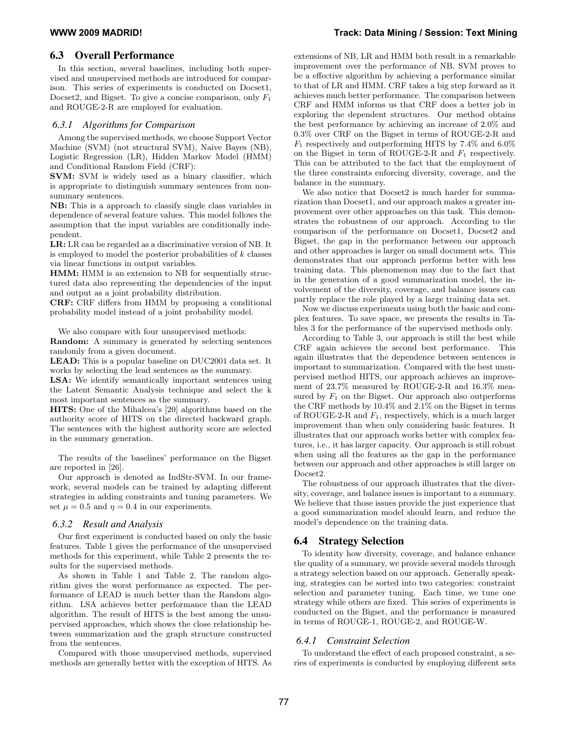## 6.3 Overall Performance

In this section, several baselines, including both supervised and unsupervised methods are introduced for comparison. This series of experiments is conducted on Docset1, Docset2, and Bigset. To give a concise comparison, only $F_1$ and ROUGE-2-R are employed for evaluation.

### 6.3.1 Algorithms for Comparison

Among the supervised methods, we choose Support Vector Machine (SVM) (not structural SVM), Naive Bayes (NB), Logistic Regression (LR), Hidden Markov Model (HMM) and Conditional Random Field (CRF):

**SVM:** SVM is widely used as a binary classifier, which is appropriate to distinguish summary sentences from non-summary sentences.

**NB:** This is a approach to classify single class variables in dependence of several feature values. This model follows the assumption that the input variables are conditionally independent.

**LR:** LR can be regarded as a discriminative version of NB. It is employed to model the posterior probabilities of $k$ classes via linear functions in output variables.

**HMM:** HMM is an extension to NB for sequentially structured data also representing the dependencies of the input and output as a joint probability distribution.

**CRF:** CRF differs from HMM by proposing a conditional probability model instead of a joint probability model.

We also compare with four unsupervised methods:

**Random:** A summary is generated by selecting sentences randomly from a given document.

**LEAD:** This is a popular baseline on DUC2001 data set. It works by selecting the lead sentences as the summary.

**LSA:** We identify semantically important sentences using the Latent Semantic Analysis technique and select the k most important sentences as the summary.

**HITS:** One of the Mihalcea's [20] algorithms based on the authority score of HITS on the directed backward graph. The sentences with the highest authority score are selected in the summary generation.

The results of the baselines' performance on the Bigset are reported in [26].

Our approach is denoted as IndStr-SVM. In our framework, several models can be trained by adapting different strategies in adding constraints and tuning parameters. We set $\mu = 0.5$ and $\eta = 0.4$ in our experiments.

### 6.3.2 Result and Analysis

Our first experiment is conducted based on only the basic features. Table 1 gives the performance of the unsupervised methods for this experiment, while Table 2 presents the results for the supervised methods.

As shown in Table 1 and Table 2, The random algorithm gives the worst performance as expected. The performance of LEAD is much better than the Random algorithm. LSA achieves better performance than the LEAD algorithm. The result of HITS is the best among the unsupervised approaches, which shows the close relationship between summarization and the graph structure constructed from the sentences.

Compared with those unsupervised methods, supervised methods are generally better with the exception of HITS. As extensions of NB, LR and HMM both result in a remarkable improvement over the performance of NB. SVM proves to be a effective algorithm by achieving a performance similar to that of LR and HMM. CRF takes a big step forward as it achieves much better performance. The comparison between CRF and HMM informs us that CRF does a better job in exploring the dependent structures. Our method obtains the best performance by achieving an increase of 2.0% and 0.3% over CRF on the Bigset in terms of ROUGE-2-R and $F_1$ respectively and outperforming HITS by 7.4% and 6.0% on the Bigset in term of ROUGE-2-R and $F_1$ respectively. This can be attributed to the fact that the employment of the three constraints enforcing diversity, coverage, and the balance in the summary.

We also notice that Docset2 is much harder for summarization than Docset1, and our approach makes a greater improvement over other approaches on this task. This demonstrates the robustness of our approach. According to the comparison of the performance on Docset1, Docset2 and Bigset, the gap in the performance between our approach and other approaches is larger on small document sets. This demonstrates that our approach performs better with less training data. This phenomenon may due to the fact that in the generation of a good summarization model, the involvement of the diversity, coverage, and balance issues can partly replace the role played by a large training data set.

Now we discuss experiments using both the basic and complex features. To save space, we presents the results in Tables 3 for the performance of the supervised methods only.

According to Table 3, our approach is still the best while CRF again achieves the second best performance. This again illustrates that the dependence between sentences is important to summarization. Compared with the best unsupervised method HITS, our approach achieves an improvement of 23.7% measured by ROUGE-2-R and 16.3% measured by $F_1$ on the Bigset. Our approach also outperforms the CRF methods by 10.4% and 2.1% on the Bigset in terms of ROUGE-2-R and $F_1$, respectively, which is a much larger improvement than when only considering basic features. It illustrates that our approach works better with complex features, i.e., it has larger capacity. Our approach is still robust when using all the features as the gap in the performance between our approach and other approaches is still larger on Docset2.

The robustness of our approach illustrates that the diversity, coverage, and balance issues is important to a summary. We believe that those issues provide the just experience that a good summarization model should learn, and reduce the model's dependence on the training data.

## 6.4 Strategy Selection

To identity how diversity, coverage, and balance enhance the quality of a summary, we provide several models through a strategy selection based on our approach. Generally speaking, strategies can be sorted into two categories: constraint selection and parameter tuning. Each time, we tune one strategy while others are fixed. This series of experiments is conducted on the Bigset, and the performance is measured in terms of ROUGE-1, ROUGE-2, and ROUGE-W.

### 6.4.1 Constraint Selection

To understand the effect of each proposed constraint, a series of experiments is conducted by employing different sets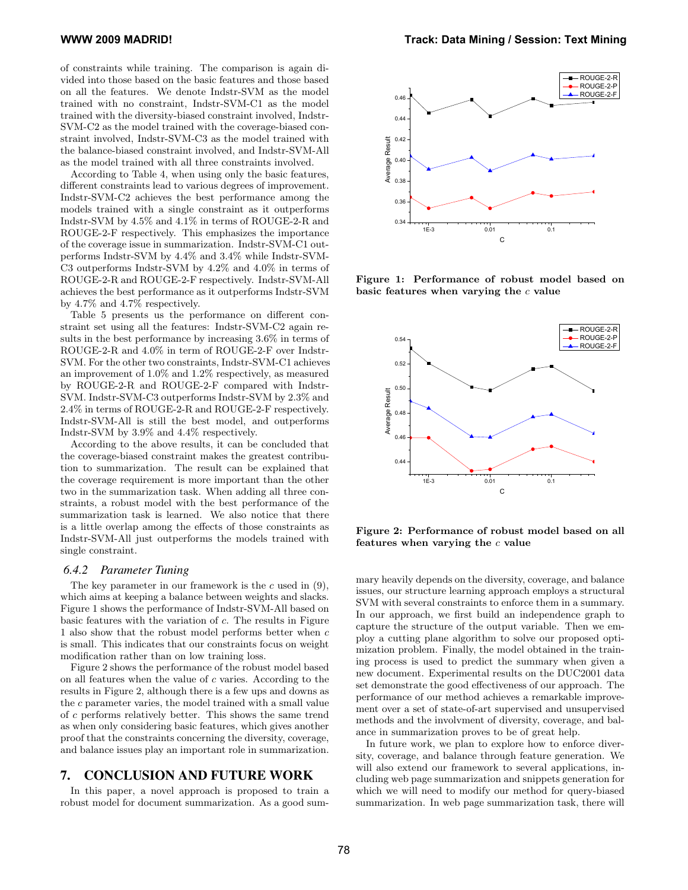of constraints while training. The comparison is again divided into those based on the basic features and those based on all the features. We denote Indstr-SVM as the model trained with no constraint, Indstr-SVM-C1 as the model trained with the diversity-biased constraint involved, Indstr-SVM-C2 as the model trained with the coverage-biased constraint involved, Indstr-SVM-C3 as the model trained with the balance-biased constraint involved, and Indstr-SVM-All as the model trained with all three constraints involved.

According to Table 4, when using only the basic features, different constraints lead to various degrees of improvement. Indstr-SVM-C2 achieves the best performance among the models trained with a single constraint as it outperforms Indstr-SVM by 4.5% and 4.1% in terms of ROUGE-2-R and ROUGE-2-F respectively. This emphasizes the importance of the coverage issue in summarization. Indstr-SVM-C1 outperforms Indstr-SVM by 4.4% and 3.4% while Indstr-SVM-C3 outperforms Indstr-SVM by 4.2% and 4.0% in terms of ROUGE-2-R and ROUGE-2-F respectively. Indstr-SVM-All achieves the best performance as it outperforms Indstr-SVM by 4.7% and 4.7% respectively.

Table 5 presents us the performance on different constraint set using all the features: Indstr-SVM-C2 again results in the best performance by increasing 3.6% in terms of ROUGE-2-R and 4.0% in term of ROUGE-2-F over Indstr-SVM. For the other two constraints, Indstr-SVM-C1 achieves an improvement of 1.0% and 1.2% respectively, as measured by ROUGE-2-R and ROUGE-2-F compared with Indstr-SVM. Indstr-SVM-C3 outperforms Indstr-SVM by 2.3% and 2.4% in terms of ROUGE-2-R and ROUGE-2-F respectively. Indstr-SVM-All is still the best model, and outperforms Indstr-SVM by 3.9% and 4.4% respectively.

According to the above results, it can be concluded that the coverage-biased constraint makes the greatest contribution to summarization. The result can be explained that the coverage requirement is more important than the other two in the summarization task. When adding all three constraints, a robust model with the best performance of the summarization task is learned. We also notice that there is a little overlap among the effects of those constraints as Indstr-SVM-All just outperforms the models trained with single constraint.

### 6.4.2 Parameter Tuning

The key parameter in our framework is the $c$ used in (9), which aims at keeping a balance between weights and slacks. Figure 1 shows the performance of Indstr-SVM-All based on basic features with the variation of $c$. The results in Figure 1 also show that the robust model performs better when $c$ is small. This indicates that our constraints focus on weight modification rather than on low training loss.

Figure 2 shows the performance of the robust model based on all features when the value of $c$ varies. According to the results in Figure 2, although there is a few ups and downs as the $c$ parameter varies, the model trained with a small value of $c$ performs relatively better. This shows the same trend as when only considering basic features, which gives another proof that the constraints concerning the diversity, coverage, and balance issues play an important role in summarization.

ROUGE-2-R
ROUGE-2-P
ROUGE-2-F
Average Result
0.34 0.36 0.38 0.40 0.42 0.44 0.46
1E-3 0.01 0.1
C

**Figure 1: Performance of robust model based on basic features when varying the $c$ value**

ROUGE-2-R
ROUGE-2-P
ROUGE-2-F
Average Result
0.44 0.46 0.48 0.50 0.52 0.54
1E-3 0.01 0.1
C

**Figure 2: Performance of robust model based on all features when varying the $c$ value**

## 7. CONCLUSION AND FUTURE WORK

In this paper, a novel approach is proposed to train a robust model for document summarization. As a good summary heavily depends on the diversity, coverage, and balance issues, our structure learning approach employs a structural SVM with several constraints to enforce them in a summary. In our approach, we first build an independence graph to capture the structure of the output variable. Then we employ a cutting plane algorithm to solve our proposed optimization problem. Finally, the model obtained in the training process is used to predict the summary when given a new document. Experimental results on the DUC2001 data set demonstrate the good effectiveness of our approach. The performance of our method achieves a remarkable improvement over a set of state-of-art supervised and unsupervised methods and the involvment of diversity, coverage, and balance in summarization proves to be of great help.

In future work, we plan to explore how to enforce diversity, coverage, and balance through feature generation. We will also extend our framework to several applications, including web page summarization and snippets generation for which we will need to modify our method for query-biased summarization. In web page summarization task, there will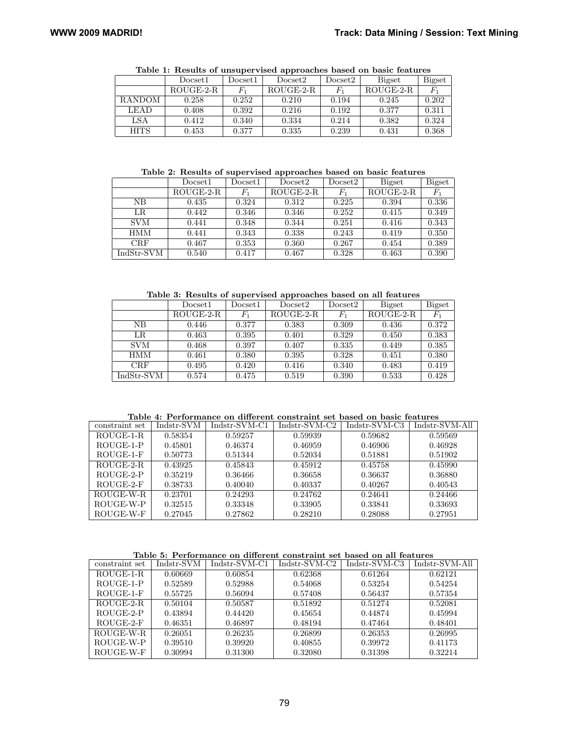**Table 1: Results of unsupervised approaches based on basic features**

| | Docset1 | Docset1 | Docset2 | Docset2 | Bigset | Bigset |
|---|---|---|---|---|---|---|
| | ROUGE-2-R | $F_1$ | ROUGE-2-R | $F_1$ | ROUGE-2-R | $F_1$ |
| RANDOM | 0.258 | 0.252 | 0.210 | 0.194 | 0.245 | 0.202 |
| LEAD | 0.408 | 0.392 | 0.216 | 0.192 | 0.377 | 0.311 |
| LSA | 0.412 | 0.340 | 0.334 | 0.214 | 0.382 | 0.324 |
| HITS | 0.453 | 0.377 | 0.335 | 0.239 | 0.431 | 0.368 |

**Table 2: Results of supervised approaches based on basic features**

| | Docset1 | Docset1 | Docset2 | Docset2 | Bigset | Bigset |
|---|---|---|---|---|---|---|
| | ROUGE-2-R | $F_1$ | ROUGE-2-R | $F_1$ | ROUGE-2-R | $F_1$ |
| NB | 0.435 | 0.324 | 0.312 | 0.225 | 0.394 | 0.336 |
| LR | 0.442 | 0.346 | 0.346 | 0.252 | 0.415 | 0.349 |
| SVM | 0.441 | 0.348 | 0.344 | 0.251 | 0.416 | 0.343 |
| HMM | 0.441 | 0.343 | 0.338 | 0.243 | 0.419 | 0.350 |
| CRF | 0.467 | 0.353 | 0.360 | 0.267 | 0.454 | 0.389 |
| IndStr-SVM | 0.540 | 0.417 | 0.467 | 0.328 | 0.463 | 0.390 |

**Table 3: Results of supervised approaches based on all features**

| | Docset1 | Docset1 | Docset2 | Docset2 | Bigset | Bigset |
|---|---|---|---|---|---|---|
| | ROUGE-2-R | $F_1$ | ROUGE-2-R | $F_1$ | ROUGE-2-R | $F_1$ |
| NB | 0.446 | 0.377 | 0.383 | 0.309 | 0.436 | 0.372 |
| LR | 0.463 | 0.395 | 0.401 | 0.329 | 0.450 | 0.383 |
| SVM | 0.468 | 0.397 | 0.407 | 0.335 | 0.449 | 0.385 |
| HMM | 0.461 | 0.380 | 0.395 | 0.328 | 0.451 | 0.380 |
| CRF | 0.495 | 0.420 | 0.416 | 0.340 | 0.483 | 0.419 |
| IndStr-SVM | 0.574 | 0.475 | 0.519 | 0.390 | 0.533 | 0.428 |

**Table 4: Performance on different constraint set based on basic features**

| constraint set | Indstr-SVM | Indstr-SVM-C1 | Indstr-SVM-C2 | Indstr-SVM-C3 | Indstr-SVM-All |
|---|---|---|---|---|---|
| ROUGE-1-R | 0.58354 | 0.59257 | 0.59939 | 0.59682 | 0.59569 |
| ROUGE-1-P | 0.45801 | 0.46374 | 0.46959 | 0.46906 | 0.46928 |
| ROUGE-1-F | 0.50773 | 0.51344 | 0.52034 | 0.51881 | 0.51902 |
| ROUGE-2-R | 0.43925 | 0.45843 | 0.45912 | 0.45758 | 0.45990 |
| ROUGE-2-P | 0.35219 | 0.36466 | 0.36658 | 0.36637 | 0.36880 |
| ROUGE-2-F | 0.38733 | 0.40040 | 0.40337 | 0.40267 | 0.40543 |
| ROUGE-W-R | 0.23701 | 0.24293 | 0.24762 | 0.24641 | 0.24466 |
| ROUGE-W-P | 0.32515 | 0.33348 | 0.33905 | 0.33841 | 0.33693 |
| ROUGE-W-F | 0.27045 | 0.27862 | 0.28210 | 0.28088 | 0.27951 |

**Table 5: Performance on different constraint set based on all features**

| constraint set | Indstr-SVM | Indstr-SVM-C1 | Indstr-SVM-C2 | Indstr-SVM-C3 | Indstr-SVM-All |
|---|---|---|---|---|---|
| ROUGE-1-R | 0.60669 | 0.60854 | 0.62368 | 0.61264 | 0.62121 |
| ROUGE-1-P | 0.52589 | 0.52988 | 0.54068 | 0.53254 | 0.54254 |
| ROUGE-1-F | 0.55725 | 0.56094 | 0.57408 | 0.56437 | 0.57354 |
| ROUGE-2-R | 0.50104 | 0.50587 | 0.51892 | 0.51274 | 0.52081 |
| ROUGE-2-P | 0.43894 | 0.44420 | 0.45654 | 0.44874 | 0.45994 |
| ROUGE-2-F | 0.46351 | 0.46897 | 0.48194 | 0.47464 | 0.48401 |
| ROUGE-W-R | 0.26051 | 0.26235 | 0.26899 | 0.26353 | 0.26995 |
| ROUGE-W-P | 0.39510 | 0.39920 | 0.40855 | 0.39972 | 0.41173 |
| ROUGE-W-F | 0.30994 | 0.31300 | 0.32080 | 0.31398 | 0.32214 |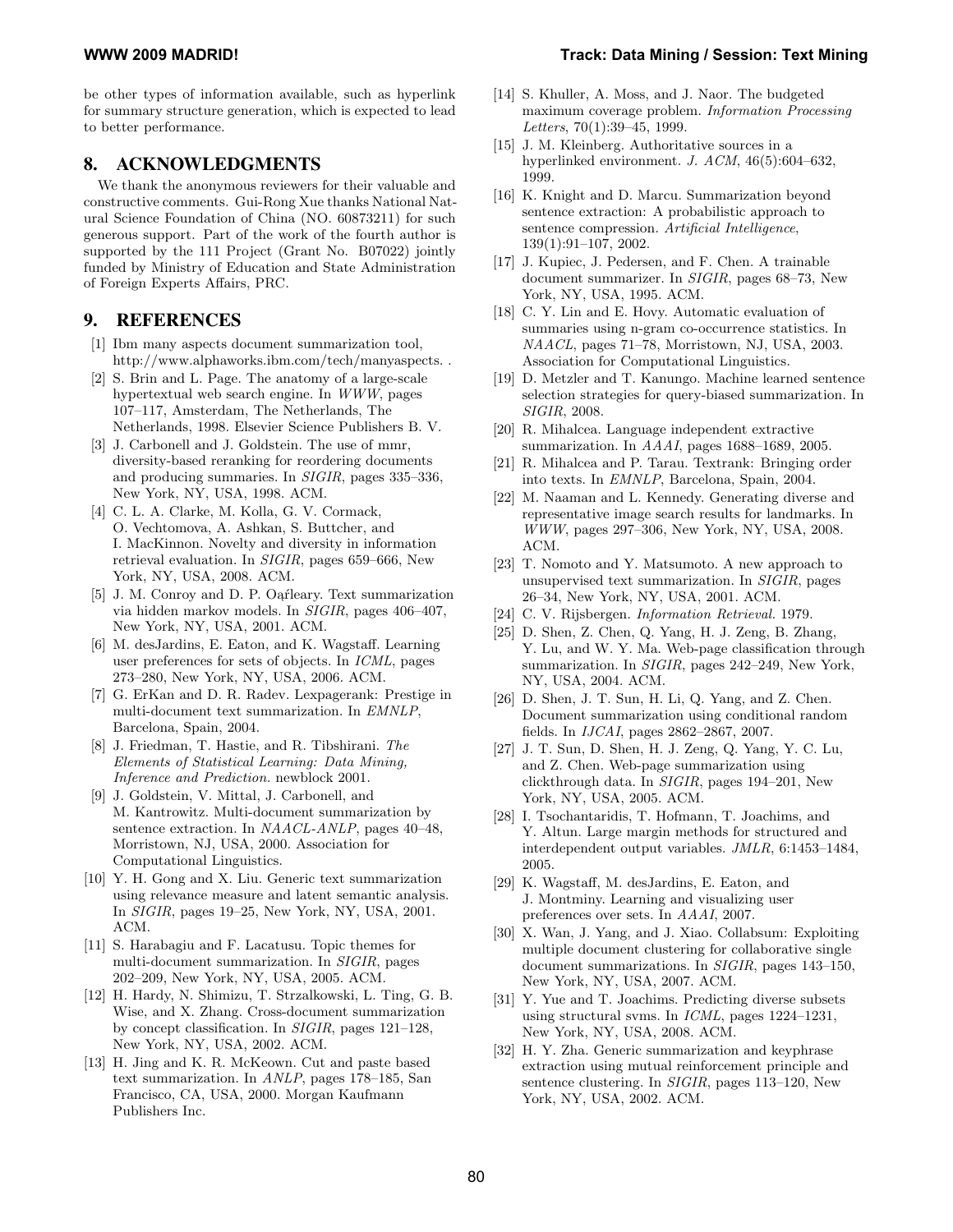be other types of information available, such as hyperlink for summary structure generation, which is expected to lead to better performance.

## 8. ACKNOWLEDGMENTS

We thank the anonymous reviewers for their valuable and constructive comments. Gui-Rong Xue thanks National Natural Science Foundation of China (NO. 60873211) for such generous support. Part of the work of the fourth author is supported by the 111 Project (Grant No. B07022) jointly funded by Ministry of Education and State Administration of Foreign Experts Affairs, PRC.

## 9. REFERENCES

[1] Ibm many aspects document summarization tool, http://www.alphaworks.ibm.com/tech/manyaspects. .

[2] S. Brin and L. Page. The anatomy of a large-scale hypertextual web search engine. In *WWW*, pages 107–117, Amsterdam, The Netherlands, The Netherlands, 1998. Elsevier Science Publishers B. V.

[3] J. Carbonell and J. Goldstein. The use of mmr, diversity-based reranking for reordering documents and producing summaries. In *SIGIR*, pages 335–336, New York, NY, USA, 1998. ACM.

[4] C. L. A. Clarke, M. Kolla, G. V. Cormack, O. Vechtomova, A. Ashkan, S. Buttcher, and I. MacKinnon. Novelty and diversity in information retrieval evaluation. In *SIGIR*, pages 659–666, New York, NY, USA, 2008. ACM.

[5] J. M. Conroy and D. P. Oąfleary. Text summarization via hidden markov models. In *SIGIR*, pages 406–407, New York, NY, USA, 2001. ACM.

[6] M. desJardins, E. Eaton, and K. Wagstaff. Learning user preferences for sets of objects. In *ICML*, pages 273–280, New York, NY, USA, 2006. ACM.

[7] G. ErKan and D. R. Radev. Lexpagerank: Prestige in multi-document text summarization. In *EMNLP*, Barcelona, Spain, 2004.

[8] J. Friedman, T. Hastie, and R. Tibshirani. *The Elements of Statistical Learning: Data Mining, Inference and Prediction.* newblock 2001.

[9] J. Goldstein, V. Mittal, J. Carbonell, and M. Kantrowitz. Multi-document summarization by sentence extraction. In *NAACL-ANLP*, pages 40–48, Morristown, NJ, USA, 2000. Association for Computational Linguistics.

[10] Y. H. Gong and X. Liu. Generic text summarization using relevance measure and latent semantic analysis. In *SIGIR*, pages 19–25, New York, NY, USA, 2001. ACM.

[11] S. Harabagiu and F. Lacatusu. Topic themes for multi-document summarization. In *SIGIR*, pages 202–209, New York, NY, USA, 2005. ACM.

[12] H. Hardy, N. Shimizu, T. Strzalkowski, L. Ting, G. B. Wise, and X. Zhang. Cross-document summarization by concept classification. In *SIGIR*, pages 121–128, New York, NY, USA, 2002. ACM.

[13] H. Jing and K. R. McKeown. Cut and paste based text summarization. In *ANLP*, pages 178–185, San Francisco, CA, USA, 2000. Morgan Kaufmann Publishers Inc.

[14] S. Khuller, A. Moss, and J. Naor. The budgeted maximum coverage problem. *Information Processing Letters*, 70(1):39–45, 1999.

[15] J. M. Kleinberg. Authoritative sources in a hyperlinked environment. *J. ACM*, 46(5):604–632, 1999.

[16] K. Knight and D. Marcu. Summarization beyond sentence extraction: A probabilistic approach to sentence compression. *Artificial Intelligence*, 139(1):91–107, 2002.

[17] J. Kupiec, J. Pedersen, and F. Chen. A trainable document summarizer. In *SIGIR*, pages 68–73, New York, NY, USA, 1995. ACM.

[18] C. Y. Lin and E. Hovy. Automatic evaluation of summaries using n-gram co-occurrence statistics. In *NAACL*, pages 71–78, Morristown, NJ, USA, 2003. Association for Computational Linguistics.

[19] D. Metzler and T. Kanungo. Machine learned sentence selection strategies for query-biased summarization. In *SIGIR*, 2008.

[20] R. Mihalcea. Language independent extractive summarization. In *AAAI*, pages 1688–1689, 2005.

[21] R. Mihalcea and P. Tarau. Textrank: Bringing order into texts. In *EMNLP*, Barcelona, Spain, 2004.

[22] M. Naaman and L. Kennedy. Generating diverse and representative image search results for landmarks. In *WWW*, pages 297–306, New York, NY, USA, 2008. ACM.

[23] T. Nomoto and Y. Matsumoto. A new approach to unsupervised text summarization. In *SIGIR*, pages 26–34, New York, NY, USA, 2001. ACM.

[24] C. V. Rijsbergen. *Information Retrieval.* 1979.

[25] D. Shen, Z. Chen, Q. Yang, H. J. Zeng, B. Zhang, Y. Lu, and W. Y. Ma. Web-page classification through summarization. In *SIGIR*, pages 242–249, New York, NY, USA, 2004. ACM.

[26] D. Shen, J. T. Sun, H. Li, Q. Yang, and Z. Chen. Document summarization using conditional random fields. In *IJCAI*, pages 2862–2867, 2007.

[27] J. T. Sun, D. Shen, H. J. Zeng, Q. Yang, Y. C. Lu, and Z. Chen. Web-page summarization using clickthrough data. In *SIGIR*, pages 194–201, New York, NY, USA, 2005. ACM.

[28] I. Tsochantaridis, T. Hofmann, T. Joachims, and Y. Altun. Large margin methods for structured and interdependent output variables. *JMLR*, 6:1453–1484, 2005.

[29] K. Wagstaff, M. desJardins, E. Eaton, and J. Montminy. Learning and visualizing user preferences over sets. In *AAAI*, 2007.

[30] X. Wan, J. Yang, and J. Xiao. Collabsum: Exploiting multiple document clustering for collaborative single document summarizations. In *SIGIR*, pages 143–150, New York, NY, USA, 2007. ACM.

[31] Y. Yue and T. Joachims. Predicting diverse subsets using structural svms. In *ICML*, pages 1224–1231, New York, NY, USA, 2008. ACM.

[32] H. Y. Zha. Generic summarization and keyphrase extraction using mutual reinforcement principle and sentence clustering. In *SIGIR*, pages 113–120, New York, NY, USA, 2002. ACM.